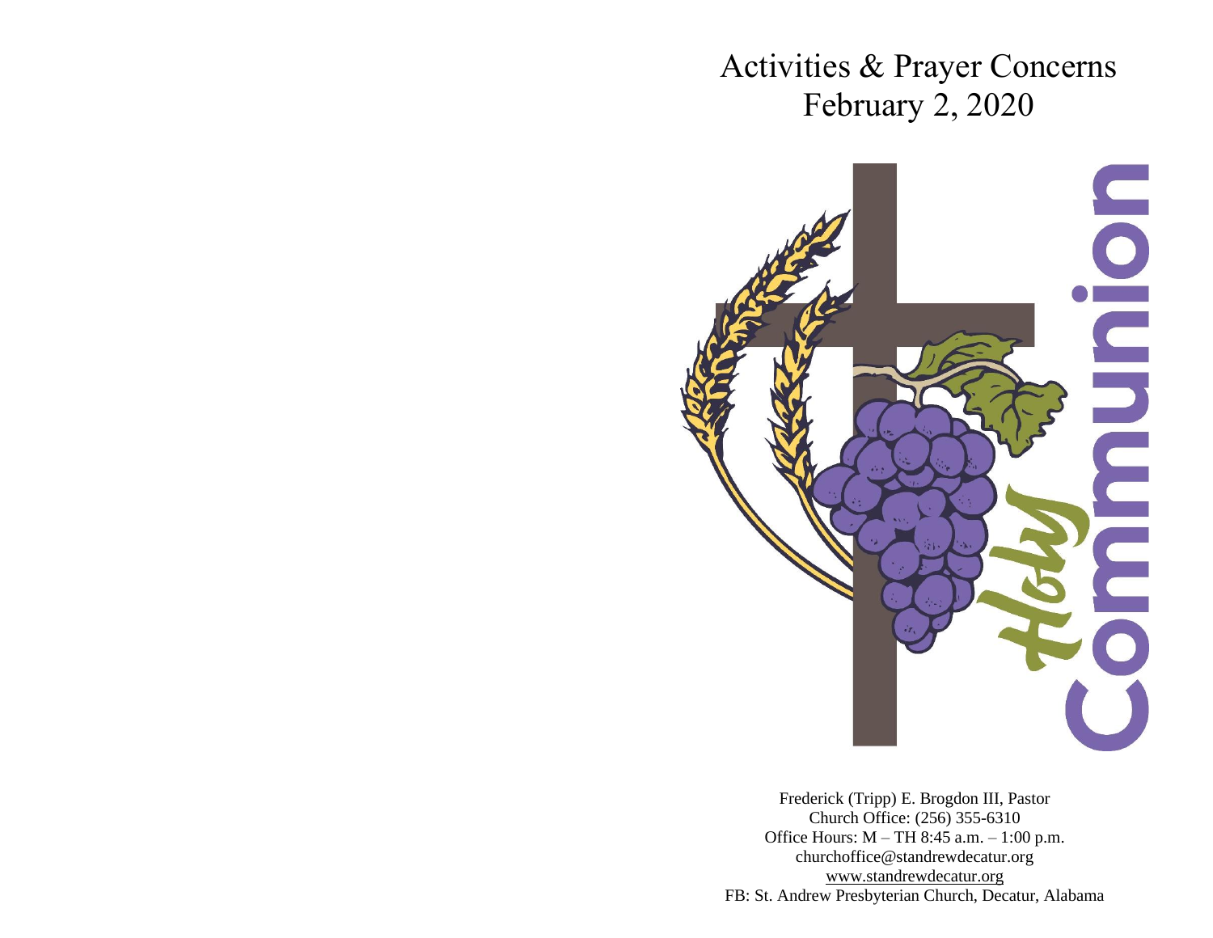# Activities & Prayer Concerns
## February 2, 2020

Holy Communion

Frederick (Tripp) E. Brogdon III, Pastor
Church Office: (256) 355-6310
Office Hours: M – TH 8:45 a.m. – 1:00 p.m.
churchoffice@standrewdecatur.org
www.standrewdecatur.org
FB: St. Andrew Presbyterian Church, Decatur, Alabama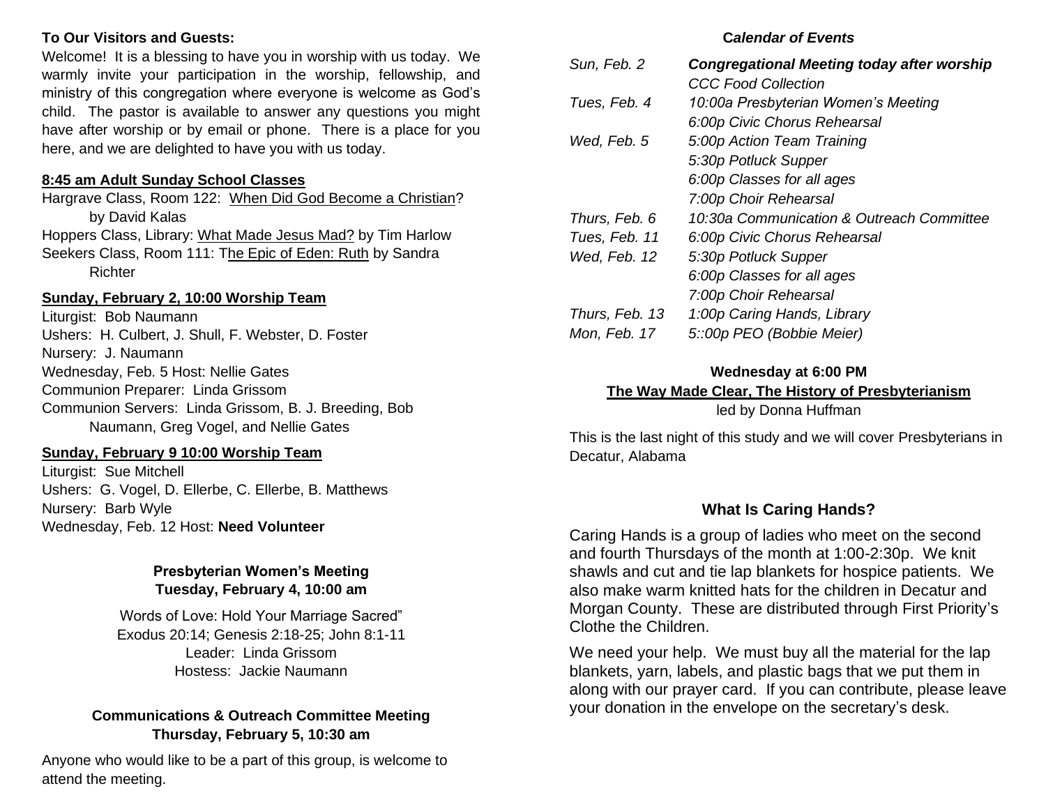**To Our Visitors and Guests:**

Welcome! It is a blessing to have you in worship with us today. We warmly invite your participation in the worship, fellowship, and ministry of this congregation where everyone is welcome as God's child. The pastor is available to answer any questions you might have after worship or by email or phone. There is a place for you here, and we are delighted to have you with us today.

**8:45 am Adult Sunday School Classes**

Hargrave Class, Room 122: When Did God Become a Christian? by David Kalas

Hoppers Class, Library: What Made Jesus Mad? by Tim Harlow

Seekers Class, Room 111: The Epic of Eden: Ruth by Sandra Richter

**Sunday, February 2, 10:00 Worship Team**

Liturgist: Bob Naumann

Ushers: H. Culbert, J. Shull, F. Webster, D. Foster

Nursery: J. Naumann

Wednesday, Feb. 5 Host: Nellie Gates

Communion Preparer: Linda Grissom

Communion Servers: Linda Grissom, B. J. Breeding, Bob Naumann, Greg Vogel, and Nellie Gates

**Sunday, February 9 10:00 Worship Team**

Liturgist: Sue Mitchell

Ushers: G. Vogel, D. Ellerbe, C. Ellerbe, B. Matthews

Nursery: Barb Wyle

Wednesday, Feb. 12 Host: **Need Volunteer**

**Presbyterian Women's Meeting**
**Tuesday, February 4, 10:00 am**

Words of Love: Hold Your Marriage Sacred"
Exodus 20:14; Genesis 2:18-25; John 8:1-11
Leader: Linda Grissom
Hostess: Jackie Naumann

**Communications & Outreach Committee Meeting**
**Thursday, February 5, 10:30 am**

Anyone who would like to be a part of this group, is welcome to attend the meeting.

***Calendar of Events***

| | |
|---|---|
| *Sun, Feb. 2* | ***Congregational Meeting today after worship*** |
| | *CCC Food Collection* |
| *Tues, Feb. 4* | *10:00a Presbyterian Women's Meeting* |
| | *6:00p Civic Chorus Rehearsal* |
| *Wed, Feb. 5* | *5:00p Action Team Training* |
| | *5:30p Potluck Supper* |
| | *6:00p Classes for all ages* |
| | *7:00p Choir Rehearsal* |
| *Thurs, Feb. 6* | *10:30a Communication & Outreach Committee* |
| *Tues, Feb. 11* | *6:00p Civic Chorus Rehearsal* |
| *Wed, Feb. 12* | *5:30p Potluck Supper* |
| | *6:00p Classes for all ages* |
| | *7:00p Choir Rehearsal* |
| *Thurs, Feb. 13* | *1:00p Caring Hands, Library* |
| *Mon, Feb. 17* | *5::00p PEO (Bobbie Meier)* |

**Wednesday at 6:00 PM**
**The Way Made Clear, The History of Presbyterianism**
led by Donna Huffman

This is the last night of this study and we will cover Presbyterians in Decatur, Alabama

### What Is Caring Hands?

Caring Hands is a group of ladies who meet on the second and fourth Thursdays of the month at 1:00-2:30p. We knit shawls and cut and tie lap blankets for hospice patients. We also make warm knitted hats for the children in Decatur and Morgan County. These are distributed through First Priority's Clothe the Children.

We need your help. We must buy all the material for the lap blankets, yarn, labels, and plastic bags that we put them in along with our prayer card. If you can contribute, please leave your donation in the envelope on the secretary's desk.